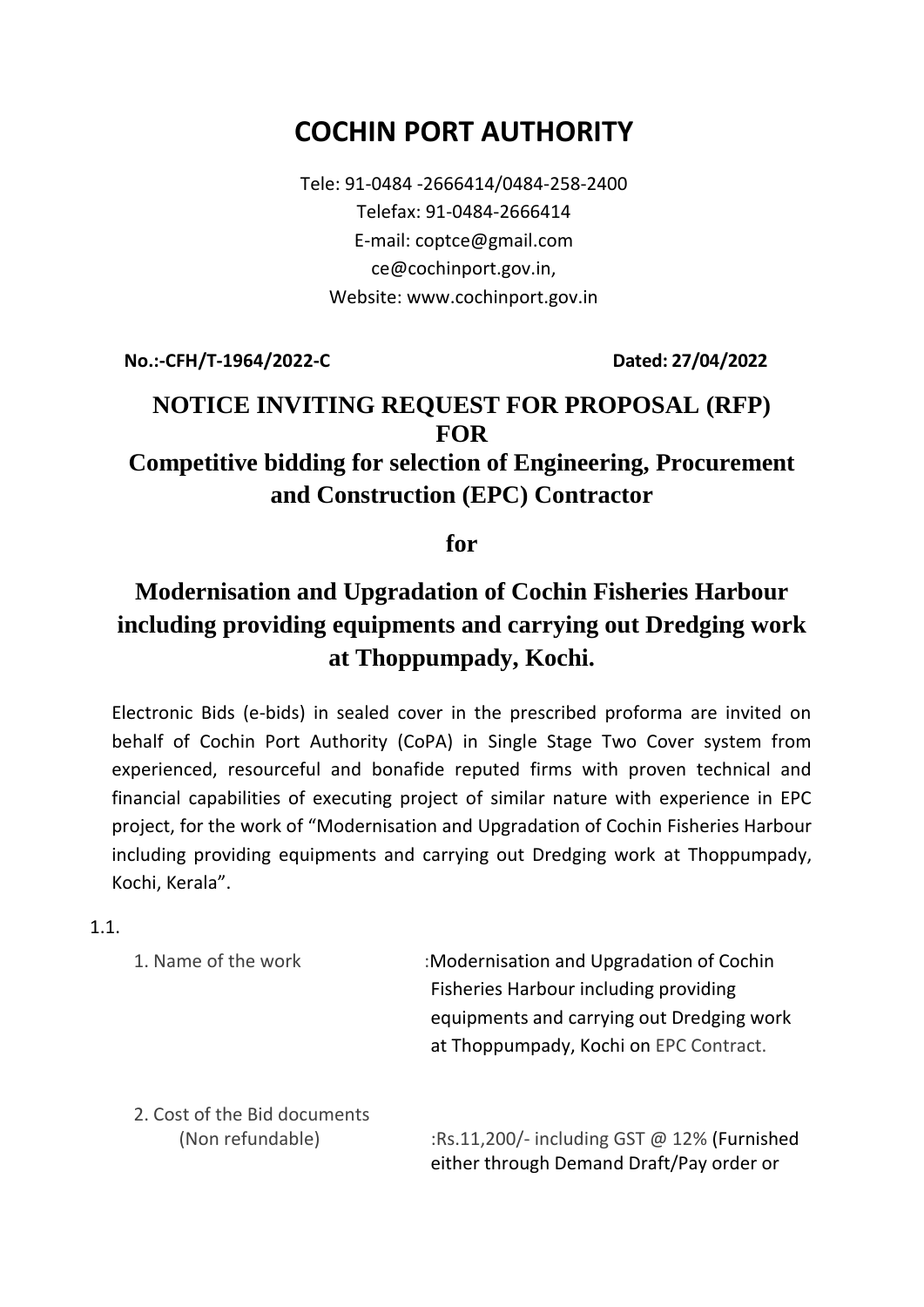# COCHIN PORT AUTHORITY

Tele: 91-0484 -2666414/0484-258-2400
Telefax: 91-0484-2666414
E-mail: coptce@gmail.com
ce@cochinport.gov.in,
Website: www.cochinport.gov.in

**No.:-CFH/T-1964/2022-C** **Dated: 27/04/2022**

## NOTICE INVITING REQUEST FOR PROPOSAL (RFP) FOR

## Competitive bidding for selection of Engineering, Procurement and Construction (EPC) Contractor

**for**

## Modernisation and Upgradation of Cochin Fisheries Harbour including providing equipments and carrying out Dredging work at Thoppumpady, Kochi.

Electronic Bids (e-bids) in sealed cover in the prescribed proforma are invited on behalf of Cochin Port Authority (CoPA) in Single Stage Two Cover system from experienced, resourceful and bonafide reputed firms with proven technical and financial capabilities of executing project of similar nature with experience in EPC project, for the work of "Modernisation and Upgradation of Cochin Fisheries Harbour including providing equipments and carrying out Dredging work at Thoppumpady, Kochi, Kerala".

1.1.

1. Name of the work :Modernisation and Upgradation of Cochin Fisheries Harbour including providing equipments and carrying out Dredging work at Thoppumpady, Kochi on EPC Contract.

2. Cost of the Bid documents (Non refundable) :Rs.11,200/- including GST @ 12% (Furnished either through Demand Draft/Pay order or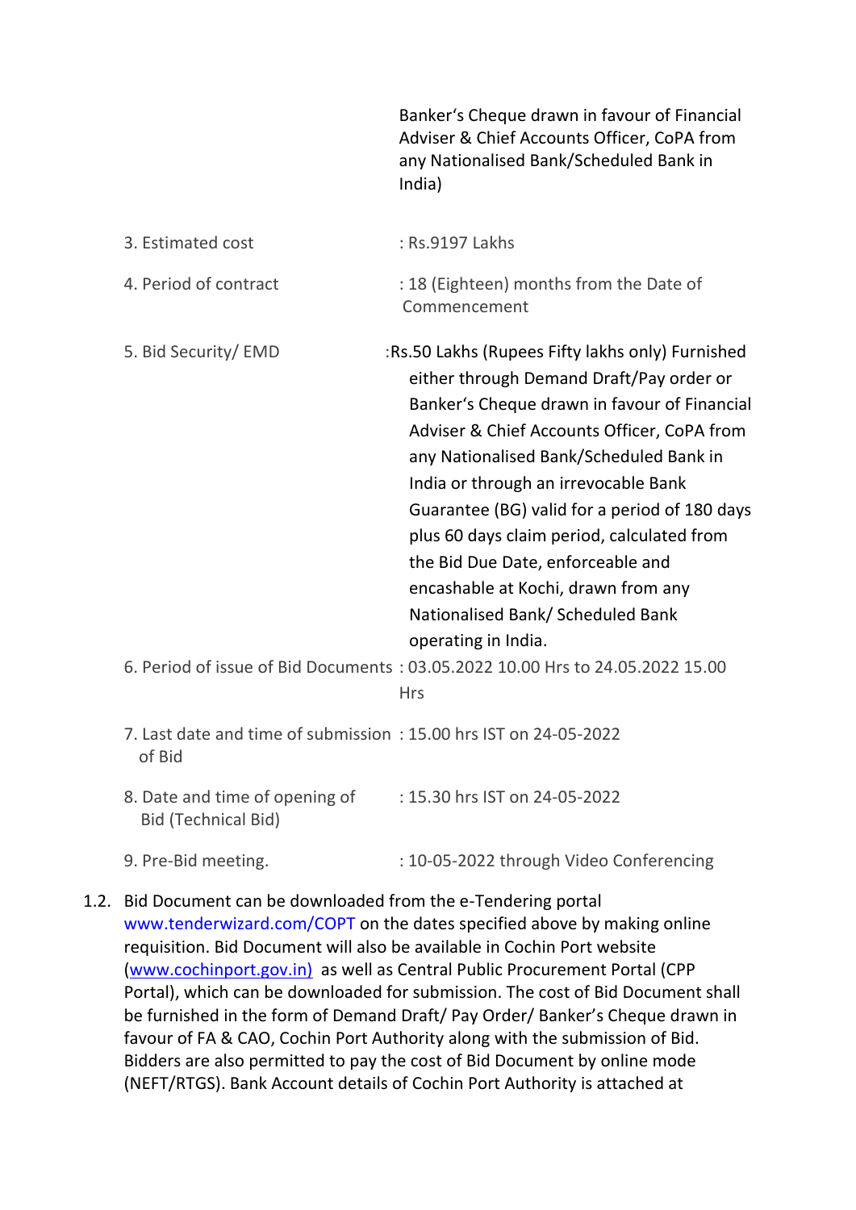Banker's Cheque drawn in favour of Financial Adviser & Chief Accounts Officer, CoPA from any Nationalised Bank/Scheduled Bank in India)

| | |
|---|---|
| 3. Estimated cost | : Rs.9197 Lakhs |
| 4. Period of contract | : 18 (Eighteen) months from the Date of Commencement |
| 5. Bid Security/ EMD | :Rs.50 Lakhs (Rupees Fifty lakhs only) Furnished either through Demand Draft/Pay order or Banker's Cheque drawn in favour of Financial Adviser & Chief Accounts Officer, CoPA from any Nationalised Bank/Scheduled Bank in India or through an irrevocable Bank Guarantee (BG) valid for a period of 180 days plus 60 days claim period, calculated from the Bid Due Date, enforceable and encashable at Kochi, drawn from any Nationalised Bank/ Scheduled Bank operating in India. |
| 6. Period of issue of Bid Documents | : 03.05.2022 10.00 Hrs to 24.05.2022 15.00 Hrs |
| 7. Last date and time of submission of Bid | : 15.00 hrs IST on 24-05-2022 |
| 8. Date and time of opening of Bid (Technical Bid) | : 15.30 hrs IST on 24-05-2022 |
| 9. Pre-Bid meeting. | : 10-05-2022 through Video Conferencing |

1.2. Bid Document can be downloaded from the e-Tendering portal www.tenderwizard.com/COPT on the dates specified above by making online requisition. Bid Document will also be available in Cochin Port website (www.cochinport.gov.in) as well as Central Public Procurement Portal (CPP Portal), which can be downloaded for submission. The cost of Bid Document shall be furnished in the form of Demand Draft/ Pay Order/ Banker's Cheque drawn in favour of FA & CAO, Cochin Port Authority along with the submission of Bid. Bidders are also permitted to pay the cost of Bid Document by online mode (NEFT/RTGS). Bank Account details of Cochin Port Authority is attached at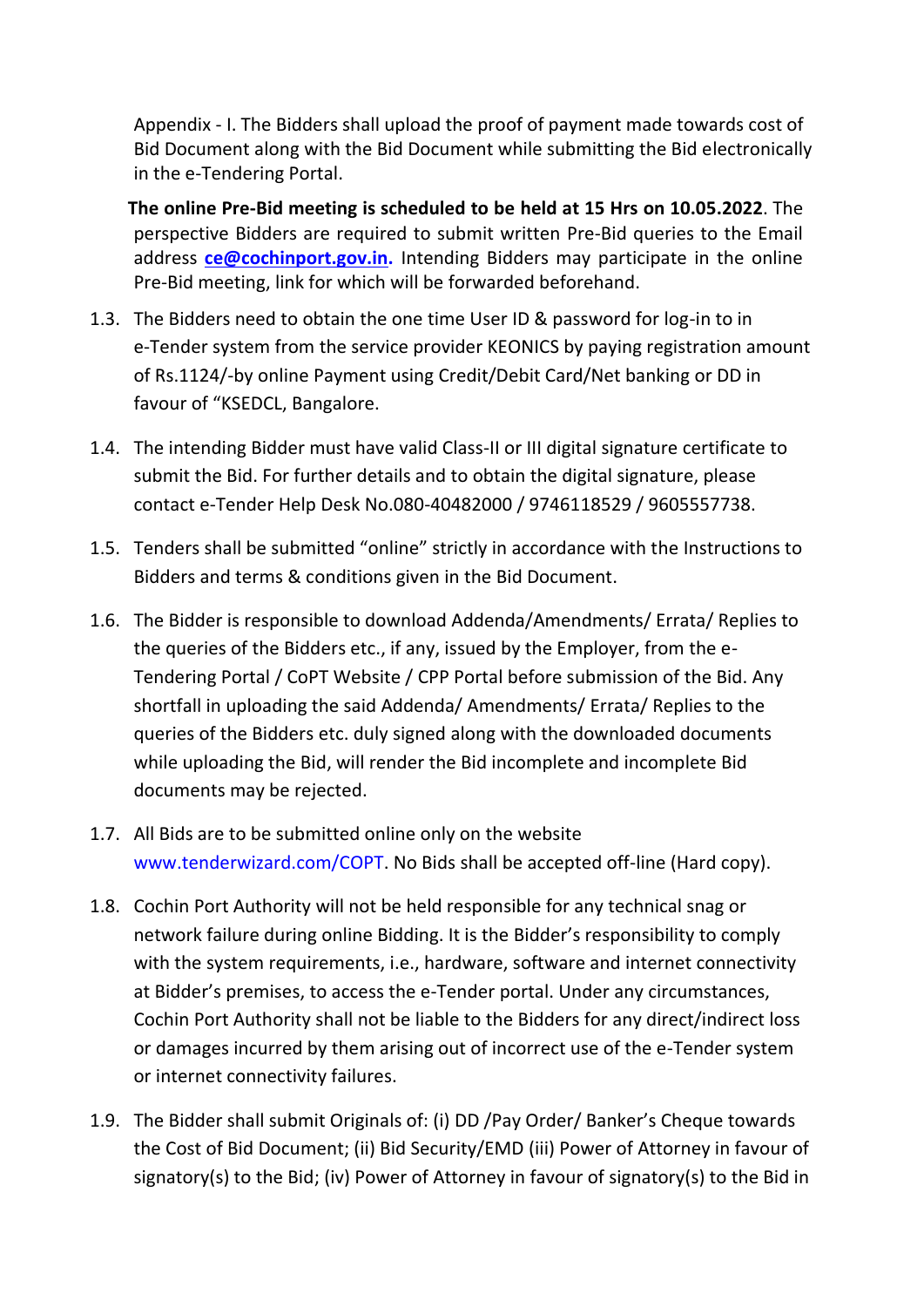Appendix - I. The Bidders shall upload the proof of payment made towards cost of Bid Document along with the Bid Document while submitting the Bid electronically in the e-Tendering Portal.

**The online Pre-Bid meeting is scheduled to be held at 15 Hrs on 10.05.2022**. The perspective Bidders are required to submit written Pre-Bid queries to the Email address **ce@cochinport.gov.in.** Intending Bidders may participate in the online Pre-Bid meeting, link for which will be forwarded beforehand.

1.3. The Bidders need to obtain the one time User ID & password for log-in to in e-Tender system from the service provider KEONICS by paying registration amount of Rs.1124/-by online Payment using Credit/Debit Card/Net banking or DD in favour of "KSEDCL, Bangalore.

1.4. The intending Bidder must have valid Class-II or III digital signature certificate to submit the Bid. For further details and to obtain the digital signature, please contact e-Tender Help Desk No.080-40482000 / 9746118529 / 9605557738.

1.5. Tenders shall be submitted "online" strictly in accordance with the Instructions to Bidders and terms & conditions given in the Bid Document.

1.6. The Bidder is responsible to download Addenda/Amendments/ Errata/ Replies to the queries of the Bidders etc., if any, issued by the Employer, from the e-Tendering Portal / CoPT Website / CPP Portal before submission of the Bid. Any shortfall in uploading the said Addenda/ Amendments/ Errata/ Replies to the queries of the Bidders etc. duly signed along with the downloaded documents while uploading the Bid, will render the Bid incomplete and incomplete Bid documents may be rejected.

1.7. All Bids are to be submitted online only on the website www.tenderwizard.com/COPT. No Bids shall be accepted off-line (Hard copy).

1.8. Cochin Port Authority will not be held responsible for any technical snag or network failure during online Bidding. It is the Bidder's responsibility to comply with the system requirements, i.e., hardware, software and internet connectivity at Bidder's premises, to access the e-Tender portal. Under any circumstances, Cochin Port Authority shall not be liable to the Bidders for any direct/indirect loss or damages incurred by them arising out of incorrect use of the e-Tender system or internet connectivity failures.

1.9. The Bidder shall submit Originals of: (i) DD /Pay Order/ Banker's Cheque towards the Cost of Bid Document; (ii) Bid Security/EMD (iii) Power of Attorney in favour of signatory(s) to the Bid; (iv) Power of Attorney in favour of signatory(s) to the Bid in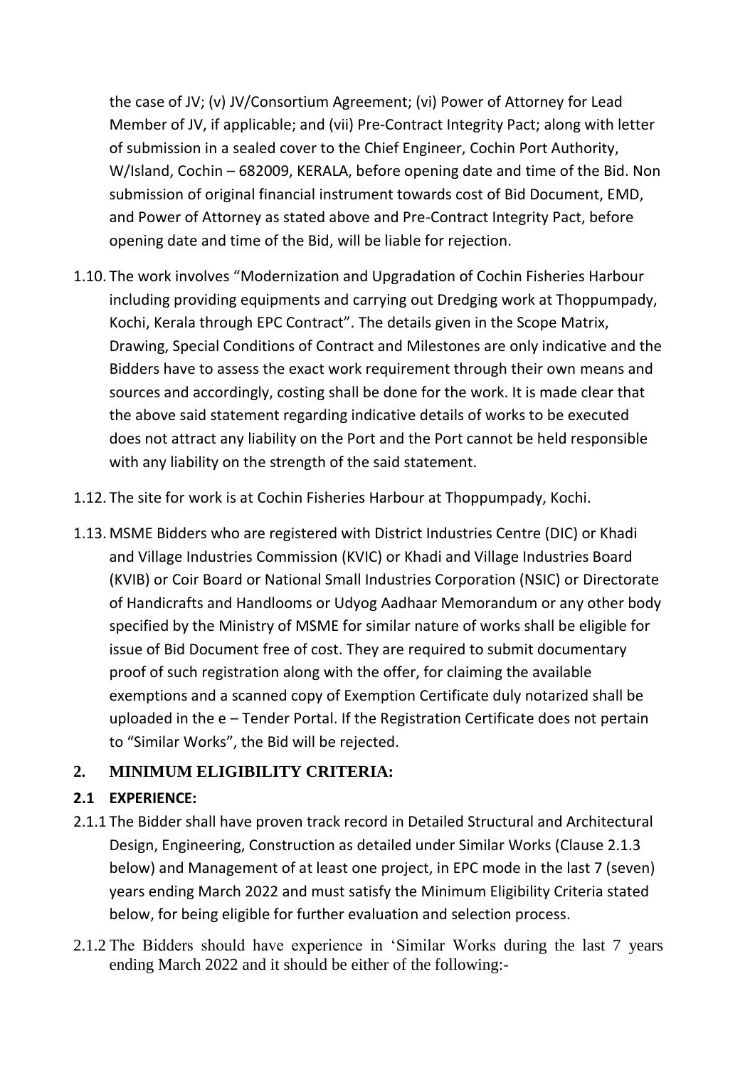the case of JV; (v) JV/Consortium Agreement; (vi) Power of Attorney for Lead Member of JV, if applicable; and (vii) Pre-Contract Integrity Pact; along with letter of submission in a sealed cover to the Chief Engineer, Cochin Port Authority, W/Island, Cochin – 682009, KERALA, before opening date and time of the Bid. Non submission of original financial instrument towards cost of Bid Document, EMD, and Power of Attorney as stated above and Pre-Contract Integrity Pact, before opening date and time of the Bid, will be liable for rejection.

1.10. The work involves "Modernization and Upgradation of Cochin Fisheries Harbour including providing equipments and carrying out Dredging work at Thoppumpady, Kochi, Kerala through EPC Contract". The details given in the Scope Matrix, Drawing, Special Conditions of Contract and Milestones are only indicative and the Bidders have to assess the exact work requirement through their own means and sources and accordingly, costing shall be done for the work. It is made clear that the above said statement regarding indicative details of works to be executed does not attract any liability on the Port and the Port cannot be held responsible with any liability on the strength of the said statement.

1.12. The site for work is at Cochin Fisheries Harbour at Thoppumpady, Kochi.

1.13. MSME Bidders who are registered with District Industries Centre (DIC) or Khadi and Village Industries Commission (KVIC) or Khadi and Village Industries Board (KVIB) or Coir Board or National Small Industries Corporation (NSIC) or Directorate of Handicrafts and Handlooms or Udyog Aadhaar Memorandum or any other body specified by the Ministry of MSME for similar nature of works shall be eligible for issue of Bid Document free of cost. They are required to submit documentary proof of such registration along with the offer, for claiming the available exemptions and a scanned copy of Exemption Certificate duly notarized shall be uploaded in the e – Tender Portal. If the Registration Certificate does not pertain to "Similar Works", the Bid will be rejected.

## 2. MINIMUM ELIGIBILITY CRITERIA:

### 2.1 EXPERIENCE:

2.1.1 The Bidder shall have proven track record in Detailed Structural and Architectural Design, Engineering, Construction as detailed under Similar Works (Clause 2.1.3 below) and Management of at least one project, in EPC mode in the last 7 (seven) years ending March 2022 and must satisfy the Minimum Eligibility Criteria stated below, for being eligible for further evaluation and selection process.

2.1.2 The Bidders should have experience in 'Similar Works during the last 7 years ending March 2022 and it should be either of the following:-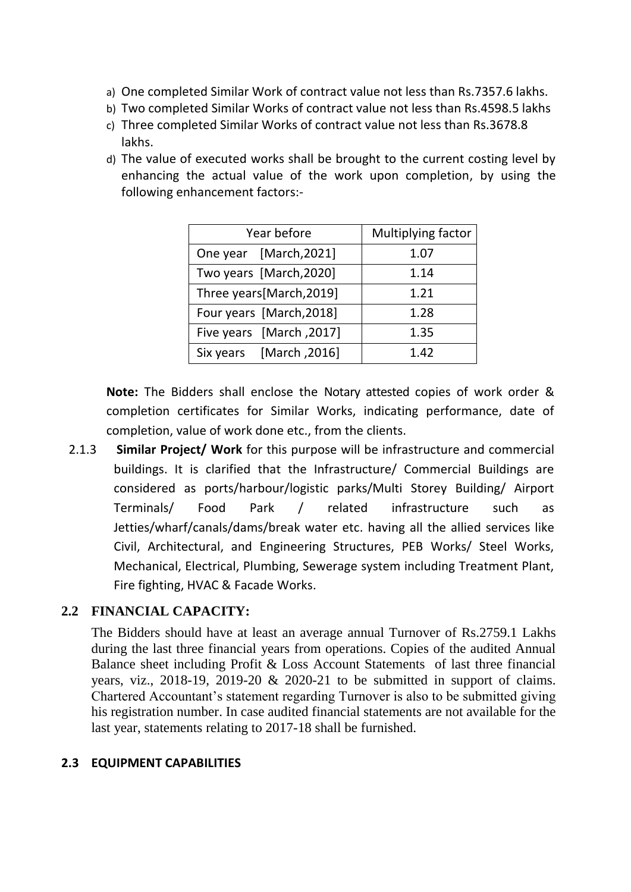a) One completed Similar Work of contract value not less than Rs.7357.6 lakhs.
b) Two completed Similar Works of contract value not less than Rs.4598.5 lakhs
c) Three completed Similar Works of contract value not less than Rs.3678.8 lakhs.
d) The value of executed works shall be brought to the current costing level by enhancing the actual value of the work upon completion, by using the following enhancement factors:-

| Year before | Multiplying factor |
|---|---|
| One year [March,2021] | 1.07 |
| Two years [March,2020] | 1.14 |
| Three years[March,2019] | 1.21 |
| Four years [March,2018] | 1.28 |
| Five years [March ,2017] | 1.35 |
| Six years [March ,2016] | 1.42 |

**Note:** The Bidders shall enclose the Notary attested copies of work order & completion certificates for Similar Works, indicating performance, date of completion, value of work done etc., from the clients.

2.1.3 **Similar Project/ Work** for this purpose will be infrastructure and commercial buildings. It is clarified that the Infrastructure/ Commercial Buildings are considered as ports/harbour/logistic parks/Multi Storey Building/ Airport Terminals/ Food Park / related infrastructure such as Jetties/wharf/canals/dams/break water etc. having all the allied services like Civil, Architectural, and Engineering Structures, PEB Works/ Steel Works, Mechanical, Electrical, Plumbing, Sewerage system including Treatment Plant, Fire fighting, HVAC & Facade Works.

## 2.2 FINANCIAL CAPACITY:

The Bidders should have at least an average annual Turnover of Rs.2759.1 Lakhs during the last three financial years from operations. Copies of the audited Annual Balance sheet including Profit & Loss Account Statements of last three financial years, viz., 2018-19, 2019-20 & 2020-21 to be submitted in support of claims. Chartered Accountant's statement regarding Turnover is also to be submitted giving his registration number. In case audited financial statements are not available for the last year, statements relating to 2017-18 shall be furnished.

## 2.3 EQUIPMENT CAPABILITIES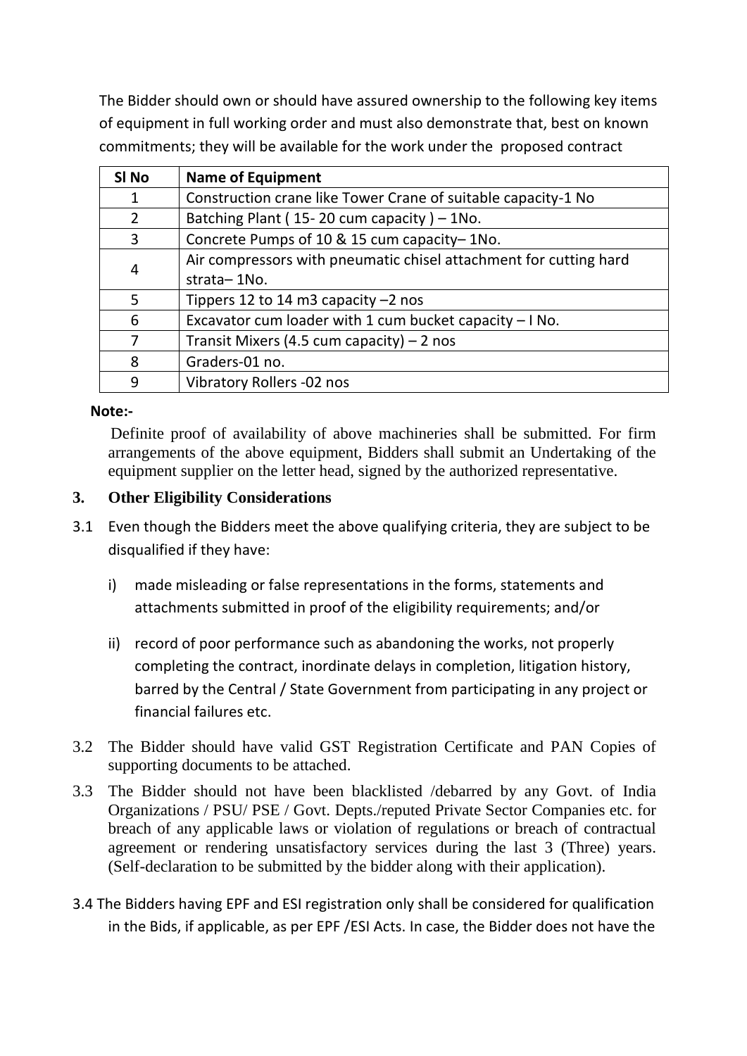The Bidder should own or should have assured ownership to the following key items of equipment in full working order and must also demonstrate that, best on known commitments; they will be available for the work under the proposed contract

| Sl No | Name of Equipment |
|---|---|
| 1 | Construction crane like Tower Crane of suitable capacity-1 No |
| 2 | Batching Plant ( 15- 20 cum capacity ) – 1No. |
| 3 | Concrete Pumps of 10 & 15 cum capacity– 1No. |
| 4 | Air compressors with pneumatic chisel attachment for cutting hard strata– 1No. |
| 5 | Tippers 12 to 14 m3 capacity –2 nos |
| 6 | Excavator cum loader with 1 cum bucket capacity – I No. |
| 7 | Transit Mixers (4.5 cum capacity) – 2 nos |
| 8 | Graders-01 no. |
| 9 | Vibratory Rollers -02 nos |

**Note:-**

Definite proof of availability of above machineries shall be submitted. For firm arrangements of the above equipment, Bidders shall submit an Undertaking of the equipment supplier on the letter head, signed by the authorized representative.

### 3. Other Eligibility Considerations

3.1 Even though the Bidders meet the above qualifying criteria, they are subject to be disqualified if they have:

i) made misleading or false representations in the forms, statements and attachments submitted in proof of the eligibility requirements; and/or

ii) record of poor performance such as abandoning the works, not properly completing the contract, inordinate delays in completion, litigation history, barred by the Central / State Government from participating in any project or financial failures etc.

3.2 The Bidder should have valid GST Registration Certificate and PAN Copies of supporting documents to be attached.

3.3 The Bidder should not have been blacklisted /debarred by any Govt. of India Organizations / PSU/ PSE / Govt. Depts./reputed Private Sector Companies etc. for breach of any applicable laws or violation of regulations or breach of contractual agreement or rendering unsatisfactory services during the last 3 (Three) years. (Self-declaration to be submitted by the bidder along with their application).

3.4 The Bidders having EPF and ESI registration only shall be considered for qualification in the Bids, if applicable, as per EPF /ESI Acts. In case, the Bidder does not have the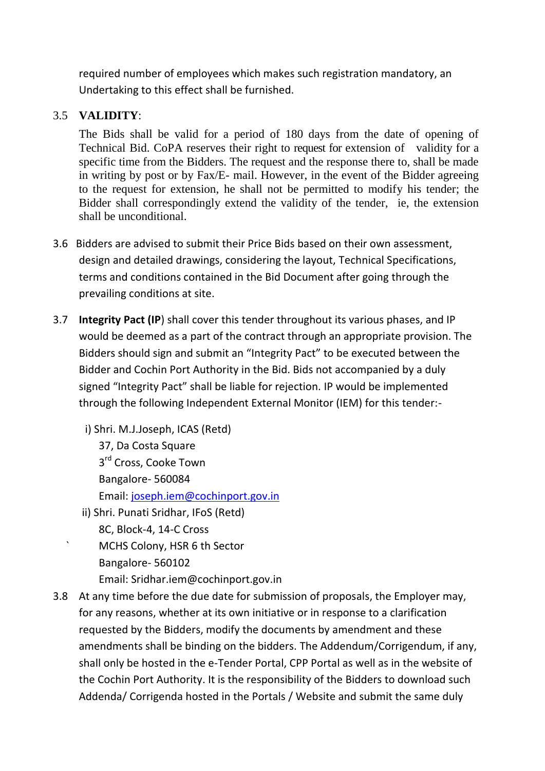required number of employees which makes such registration mandatory, an Undertaking to this effect shall be furnished.

3.5 **VALIDITY**:

The Bids shall be valid for a period of 180 days from the date of opening of Technical Bid. CoPA reserves their right to request for extension of validity for a specific time from the Bidders. The request and the response there to, shall be made in writing by post or by Fax/E- mail. However, in the event of the Bidder agreeing to the request for extension, he shall not be permitted to modify his tender; the Bidder shall correspondingly extend the validity of the tender, ie, the extension shall be unconditional.

3.6 Bidders are advised to submit their Price Bids based on their own assessment, design and detailed drawings, considering the layout, Technical Specifications, terms and conditions contained in the Bid Document after going through the prevailing conditions at site.

3.7 **Integrity Pact (IP**) shall cover this tender throughout its various phases, and IP would be deemed as a part of the contract through an appropriate provision. The Bidders should sign and submit an "Integrity Pact" to be executed between the Bidder and Cochin Port Authority in the Bid. Bids not accompanied by a duly signed "Integrity Pact" shall be liable for rejection. IP would be implemented through the following Independent External Monitor (IEM) for this tender:-

i) Shri. M.J.Joseph, ICAS (Retd)
37, Da Costa Square
3rd Cross, Cooke Town
Bangalore- 560084
Email: joseph.iem@cochinport.gov.in

ii) Shri. Punati Sridhar, IFoS (Retd)
8C, Block-4, 14-C Cross
MCHS Colony, HSR 6 th Sector
Bangalore- 560102
Email: Sridhar.iem@cochinport.gov.in

3.8 At any time before the due date for submission of proposals, the Employer may, for any reasons, whether at its own initiative or in response to a clarification requested by the Bidders, modify the documents by amendment and these amendments shall be binding on the bidders. The Addendum/Corrigendum, if any, shall only be hosted in the e-Tender Portal, CPP Portal as well as in the website of the Cochin Port Authority. It is the responsibility of the Bidders to download such Addenda/ Corrigenda hosted in the Portals / Website and submit the same duly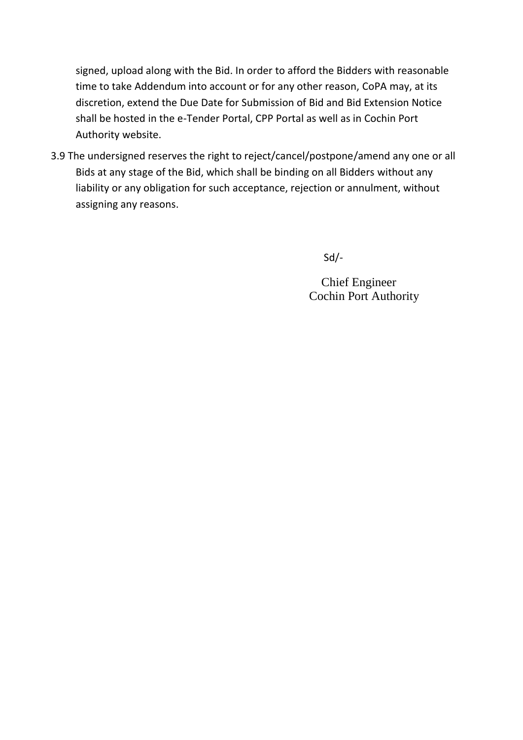signed, upload along with the Bid. In order to afford the Bidders with reasonable time to take Addendum into account or for any other reason, CoPA may, at its discretion, extend the Due Date for Submission of Bid and Bid Extension Notice shall be hosted in the e-Tender Portal, CPP Portal as well as in Cochin Port Authority website.

3.9 The undersigned reserves the right to reject/cancel/postpone/amend any one or all Bids at any stage of the Bid, which shall be binding on all Bidders without any liability or any obligation for such acceptance, rejection or annulment, without assigning any reasons.

Sd/-

Chief Engineer
Cochin Port Authority